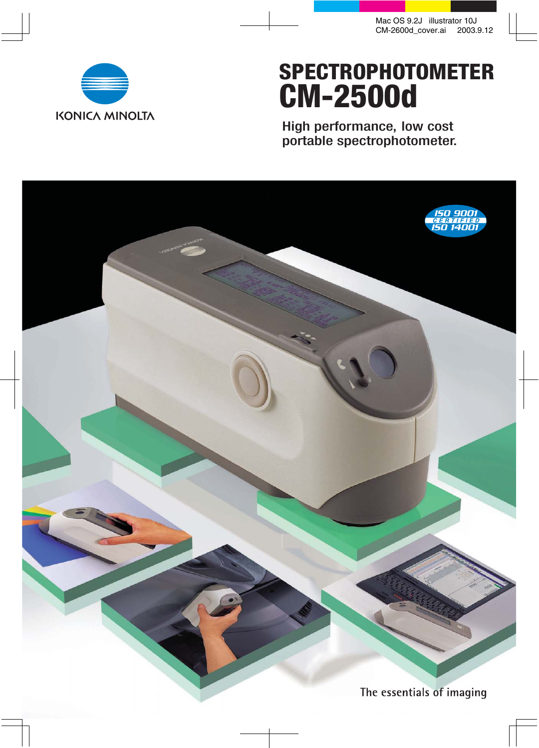KONICA MINOLTA

# SPECTROPHOTOMETER
# CM-2500d

## High performance, low cost portable spectrophotometer.

ISO 9001 CERTIFIED ISO 14001

The essentials of imaging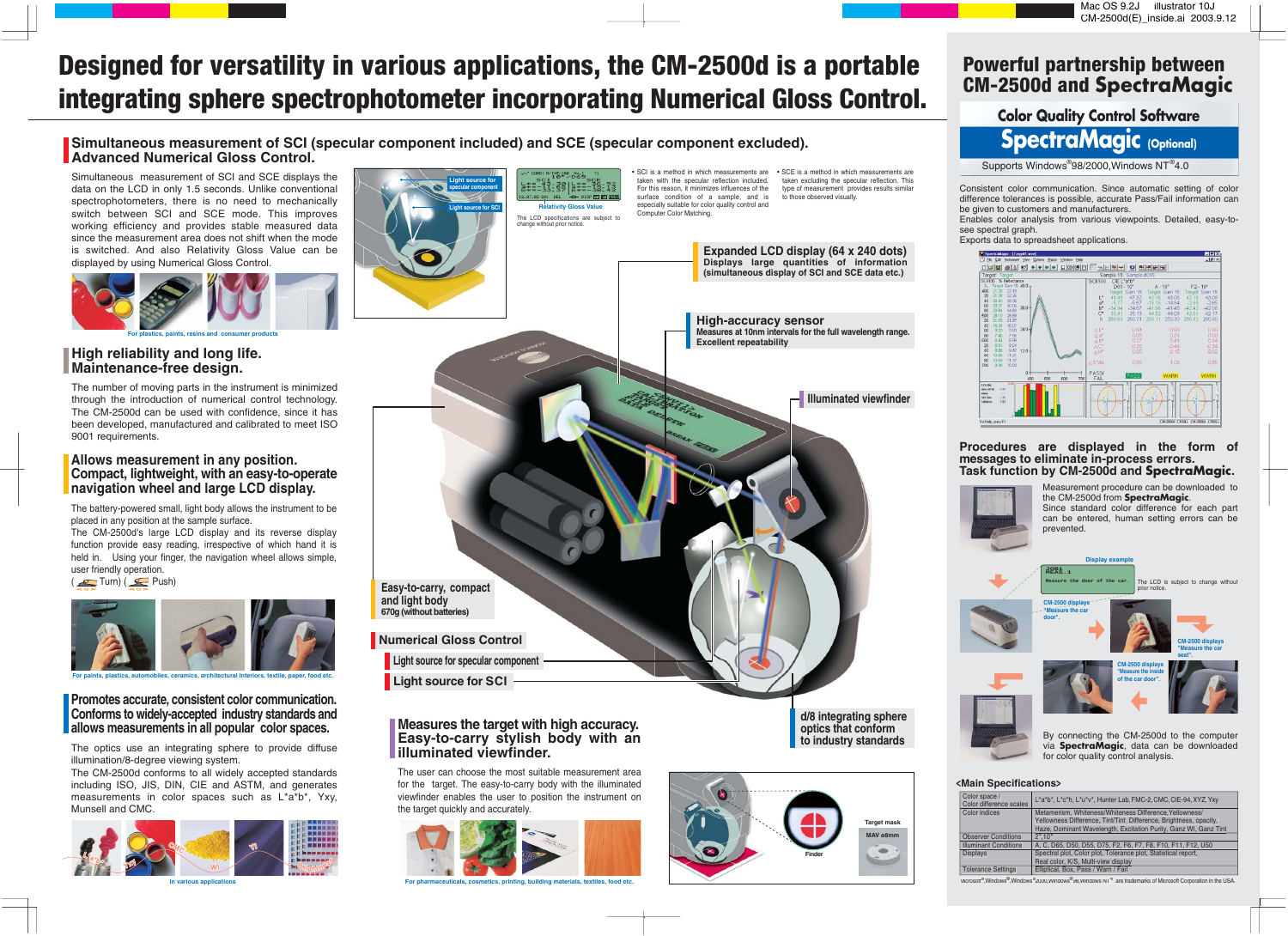# Designed for versatility in various applications, the CM-2500d is a portable integrating sphere spectrophotometer incorporating Numerical Gloss Control.

## Simultaneous measurement of SCI (specular component included) and SCE (specular component excluded). Advanced Numerical Gloss Control.

Simultaneous measurement of SCI and SCE displays the data on the LCD in only 1.5 seconds. Unlike conventional spectrophotometers, there is no need to mechanically switch between SCI and SCE mode. This improves working efficiency and provides stable measured data since the measurement area does not shift when the mode is switched. And also Relativity Gloss Value can be displayed by using Numerical Gloss Control.

For plastics, paints, resins and consumer products

Light source for specular component

Light source for SCI

Relativity Gloss Value

The LCD specifications are subject to change without prior notice.

• SCI is a method in which measurements are taken with the specular reflection included. For this reason, it minimizes influences of the surface condition of a sample, and is especially suitable for color quality control and Computer Color Matching.

• SCE is a method in which measurements are taken excluding the specular reflection. This type of measurement provides results similar to those observed visually.

## High reliability and long life. Maintenance-free design.

The number of moving parts in the instrument is minimized through the introduction of numerical control technology. The CM-2500d can be used with confidence, since it has been developed, manufactured and calibrated to meet ISO 9001 requirements.

## Allows measurement in any position. Compact, lightweight, with an easy-to-operate navigation wheel and large LCD display.

The battery-powered small, light body allows the instrument to be placed in any position at the sample surface.

The CM-2500d's large LCD display and its reverse display function provide easy reading, irrespective of which hand it is held in. Using your finger, the navigation wheel allows simple, user friendly operation.

( Turn) ( Push)

For paints, plastics, automobiles, ceramics, architectural interiors, textile, paper, food etc.

## Promotes accurate, consistent color communication. Conforms to widely-accepted industry standards and allows measurements in all popular color spaces.

The optics use an integrating sphere to provide diffuse illumination/8-degree viewing system.

The CM-2500d conforms to all widely accepted standards including ISO, JIS, DIN, CIE and ASTM, and generates measurements in color spaces such as L\*a\*b\*, Yxy, Munsell and CMC.

In various applications

**Expanded LCD display (64 x 240 dots)**
Displays large quantities of information (simultaneous display of SCI and SCE data etc.)

**High-accuracy sensor**
Measures at 10nm intervals for the full wavelength range.
Excellent repeatability

**Illuminated viewfinder**

**Easy-to-carry, compact and light body**
670g (without batteries)

**Numerical Gloss Control**

- Light source for specular component
- Light source for SCI

**d/8 integrating sphere optics that conform to industry standards**

## Measures the target with high accuracy. Easy-to-carry stylish body with an illuminated viewfinder.

The user can choose the most suitable measurement area for the target. The easy-to-carry body with the illuminated viewfinder enables the user to position the instrument on the target quickly and accurately.

For pharmaceuticals, cosmetics, printing, building materials, textiles, food etc.

Finder

Target mask
MAV ø8mm

# Powerful partnership between CM-2500d and SpectraMagic

## Color Quality Control Software SpectraMagic (Optional)

Supports Windows®98/2000, Windows NT®4.0

Consistent color communication. Since automatic setting of color difference tolerances is possible, accurate Pass/Fail information can be given to customers and manufacturers.
Enables color analysis from various viewpoints. Detailed, easy-to-see spectral graph.
Exports data to spreadsheet applications.

## Procedures are displayed in the form of messages to eliminate in-process errors. Task function by CM-2500d and SpectraMagic.

Measurement procedure can be downloaded to the CM-2500d from **SpectraMagic**.
Since standard color difference for each part can be entered, human setting errors can be prevented.

Display example

The LCD is subject to change without prior notice.

CM-2500 displays "Measure the car door".

CM-2500 displays "Measure the car seat".

CM-2500 displays "Measure the inside of the car door".

By connecting the CM-2500d to the computer via **SpectraMagic**, data can be downloaded for color quality control analysis.

### <Main Specifications>

| | |
|---|---|
| Color space / Color difference scales | L\*a\*b\*, L\*c\*h, L\*u\*v\*, Hunter Lab, FMC-2, CMC, CIE-94, XYZ, Yxy |
| Color indices | Metamerism, Whiteness/Whiteness Difference, Yellowness/ Yellowness Difference, Tint/Tint Difference, Brightness, opacity, Haze, Dominant Wavelength, Excitation Purity, Ganz WI, Ganz Tint |
| Observer Conditions | 2°, 10° |
| Illuminant Conditions | A, C, D65, D50, D55, D75, F2, F6, F7, F8, F10, F11, F12, U50 |
| Displays | Spectral plot, Color plot, Tolerance plot, Statistical report, Real color, K/S, Multi-view display |
| Tolerance Settings | Elliptical, Box, Pass / Warn / Fail |

MICROSOFT®, Windows®, Windows®2000, WINDOWS®98, WINDOWS NT® are trademarks of Microsoft Corporation in the USA.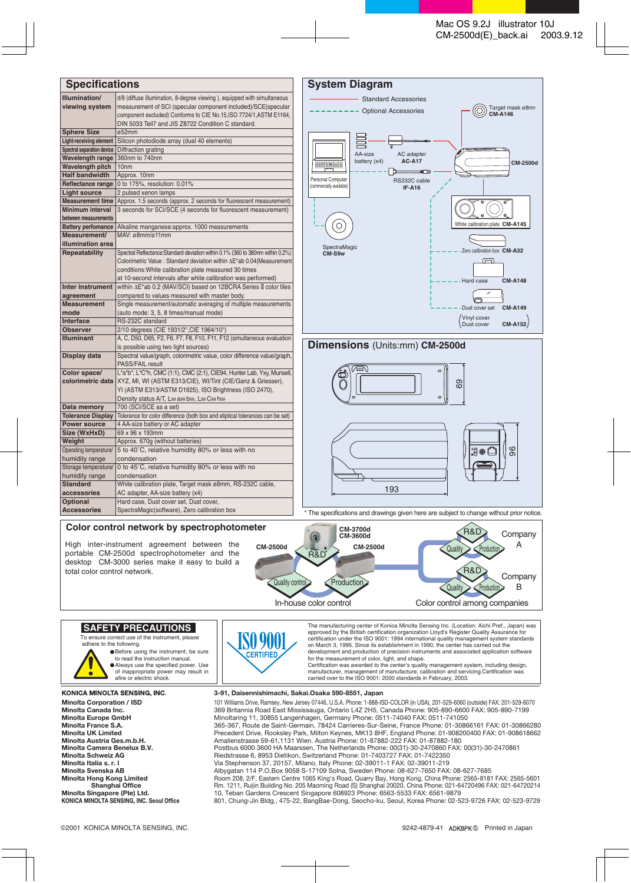## Specifications

| | |
|---|---|
| Illumination/ viewing system | d/8 (diffuse illumination, 8-degree viewing ), equipped with simultaneous measurement of SCI (specular component included)/SCE(specular component excluded) Conforms to CIE No.15,ISO 7724/1,ASTM E1164, DIN 5033 Teil7 and JIS Z8722 Condition C standard. |
| Sphere Size | ø52mm |
| Light-receiving element | Silicon photodiode array (dual 40 elements) |
| Spectral separation device | Diffraction grating |
| Wavelength range | 360nm to 740nm |
| Wavelength pitch | 10nm |
| Half bandwidth | Approx. 10nm |
| Reflectance range | 0 to 175%, resolution: 0.01% |
| Light source | 2 pulsed xenon lamps |
| Measurement time | Approx. 1.5 seconds (approx. 2 seconds for fluorescent measurement) |
| Minimum interval between measurements | 3 seconds for SCI/SCE (4 seconds for fluorescent measurement) |
| Battery performance | Alkaline manganese:approx. 1000 measurements |
| Measurement/ illumination area | MAV: ø8mm/ø11mm |
| Repeatability | Spectral Reflectance:Standard deviation within 0.1% (360 to 380nm within 0.2%) Colorimetric Value : Standard deviation within ΔE*ab 0.04(Measurement conditions:White calibration plate measured 30 times at 10-second intervals after white calibration was performed) |
| Inter instrument agreement | within ΔE*ab 0.2 (MAV/SCI) based on 12BCRA Series Ⅱ color tiles compared to values measured with master body. |
| Measurement mode | Single measurement/automatic averaging of multiple measurements (auto mode: 3, 5, 8 times/manual mode) |
| Interface | RS-232C standard |
| Observer | 2/10 degrees (CIE 1931/2°,CIE 1964/10°) |
| Illuminant | A, C, D50, D65, F2, F6, F7, F8, F10, F11, F12 (simultaneous evaluation is possible using two light sources) |
| Display data | Spectral value/graph, colorimetric value, color difference value/graph, PASS/FAIL result |
| Color space/ colorimetric data | L*a*b*, L*C*h, CMC (1:1), CMC (2:1), CIE94, Hunter Lab, Yxy, Munsell, XYZ, MI, WI (ASTM E313/CIE), WI/Tint (CIE/Ganz & Griesser), YI (ASTM E313/ASTM D1925), ISO Brightness (ISO 2470), Density status A/T, L99 a99 b99, L99 C99 h99 |
| Data memory | 700 (SCI/SCE as a set) |
| Tolerance Display | Tolerance for color difference (both box and elliptical tolerances can be set) |
| Power source | 4 AA-size battery or AC adapter |
| Size (WxHxD) | 69 x 96 x 193mm |
| Weight | Approx. 670g (without batteries) |
| Operating temperature/ humidity range | 5 to 40˚C, relative humidity 80% or less with no condensation |
| Storage temperature/ humidity range | 0 to 45˚C, relative humidity 80% or less with no condensation |
| Standard accessories | White calibration plate, Target mask ø8mm, RS-232C cable, AC adapter, AA-size battery (x4) |
| Optional Accessories | Hard case, Dust cover set, Dust cover, SpectraMagic(software), Zero calibration box |

## System Diagram

Standard Accessories
Optional Accessories
Target mask ø8mm CM-A146
AA-size battery (x4)
AC adapter AC-A17
CM-2500d
Personal Computer (commercially available)
RS232C cable IF-A16
White calibration plate CM-A145
SpectraMagic CM-S9w
Zero calibration box CM-A32
Hard case CM-A148
Dust cover set CM-A149
Vinyl cover Dust cover CM-A152

## Dimensions (Units:mm) CM-2500d

69
96
193

* The specifications and drawings given here are subject to change without prior notice.

## Color control network by spectrophotometer

High inter-instrument agreement between the portable CM-2500d spectrophotometer and the desktop CM-3000 series make it easy to build a total color control network.

CM-3700d
CM-3600d
CM-2500d
R&D
CM-2500d
Quality control
Production
In-house color control
R&D
Quality
Production
Company A
R&D
Quality
Production
Company B
Color control among companies

## SAFETY PRECAUTIONS

To ensure correct use of the instrument, please adhere to the following.

- Before using the instrument, be sure to read the instruction manual.
- Always use the specified power. Use of inappropriate power may result in afire or electric shock.

ISO 9001 CERTIFIED

The manufacturing center of Konica Minolta Sensing Inc. (Location: Aichi Pref., Japan) was approved by the British certification organization Lloyd's Register Quality Assurance for certification under the ISO 9001: 1994 international quality management system standards on March 3, 1995. Since its establishment in 1990, the center has carried out the development and production of precision instruments and associated application software for the measurement of color, light, and shape.
Certification was awarded to the center's quality management system, including design, manufacturer, management of manufacture, calibration and servicing.Certification was carried over to the ISO 9001: 2000 standards in February, 2003.

| | |
|---|---|
| **KONICA MINOLTA SENSING, INC.** | **3-91, Daisennishimachi, Sakai.Osaka 590-8551, Japan** |
| **Minolta Corporation / ISD** | 101 Williams Drive, Ramsey, New Jersey 07446, U.S.A. Phone: 1-888-ISD-COLOR (in USA), 201-529-6060 (outside) FAX: 201-529-6070 |
| **Minolta Canada Inc.** | 369 Britannia Road East Mississauga, Ontario L4Z 2H5, Canada Phone: 905-890-6600 FAX: 905-890-7199 |
| **Minolta Europe GmbH** | Minoltaring 11, 30855 Langenhagen, Germany Phone: 0511-74040 FAX: 0511-741050 |
| **Minolta France S.A.** | 365-367, Route de Saint-Germain, 78424 Carrieres-Sur-Seine, France Phone: 01-30866161 FAX: 01-30866280 |
| **Minolta UK Limited** | Precedent Drive, Rooksley Park, Milton Keynes, MK13 8HF, England Phone: 01-908200400 FAX: 01-908618662 |
| **Minolta Austria Ges.m.b.H.** | Amalienstrasse 59-61,1131 Wien. Austria Phone: 01-87882-222 FAX: 01-87882-180 |
| **Minolta Camera Benelux B.V.** | Postbus 6000 3600 HA Maarssen, The Netherlands Phone: 00(31)-30-2470860 FAX: 00(31)-30-2470861 |
| **Minolta Schweiz AG** | Riedstrasse 6, 8953 Dietikon, Switzerland Phone: 01-7403727 FAX: 01-7422350 |
| **Minolta Italia s. r. l** | Via Stephenson 37, 20157, Milano, Italy Phone: 02-39011-1 FAX: 02-39011-219 |
| **Minolta Svenska AB** | Albygatan 114 P.O.Box 9058 S-17109 Solna, Sweden Phone: 08-627-7650 FAX: 08-627-7685 |
| **Minolta Hong Kong Limited** | Room 208, 2/F, Eastern Centre 1065 King's Road, Quarry Bay, Hong Kong, China Phone: 2565-8181 FAX: 2565-5601 |
| **Shanghai Office** | Rm. 1211, Ruijin Building No. 205 Maoming Road (S) Shanghai 20020, China Phone: 021-64720496 FAX: 021-64720214 |
| **Minolta Singapore (Pte) Ltd.** | 10, Teban Gardens Crescent Singapore 608923 Phone: 6563-5533 FAX: 6561-9879 |
| **KONICA MINOLTA SENSING, INC. Seoul Office** | 801, Chung-Jin Bldg., 475-22, BangBae-Dong, Seocho-ku, Seoul, Korea Phone: 02-523-9726 FAX: 02-523-9729 |

©2001 KONICA MINOLTA SENSING, INC.

9242-4879-41 ADKBPK⑤ Printed in Japan